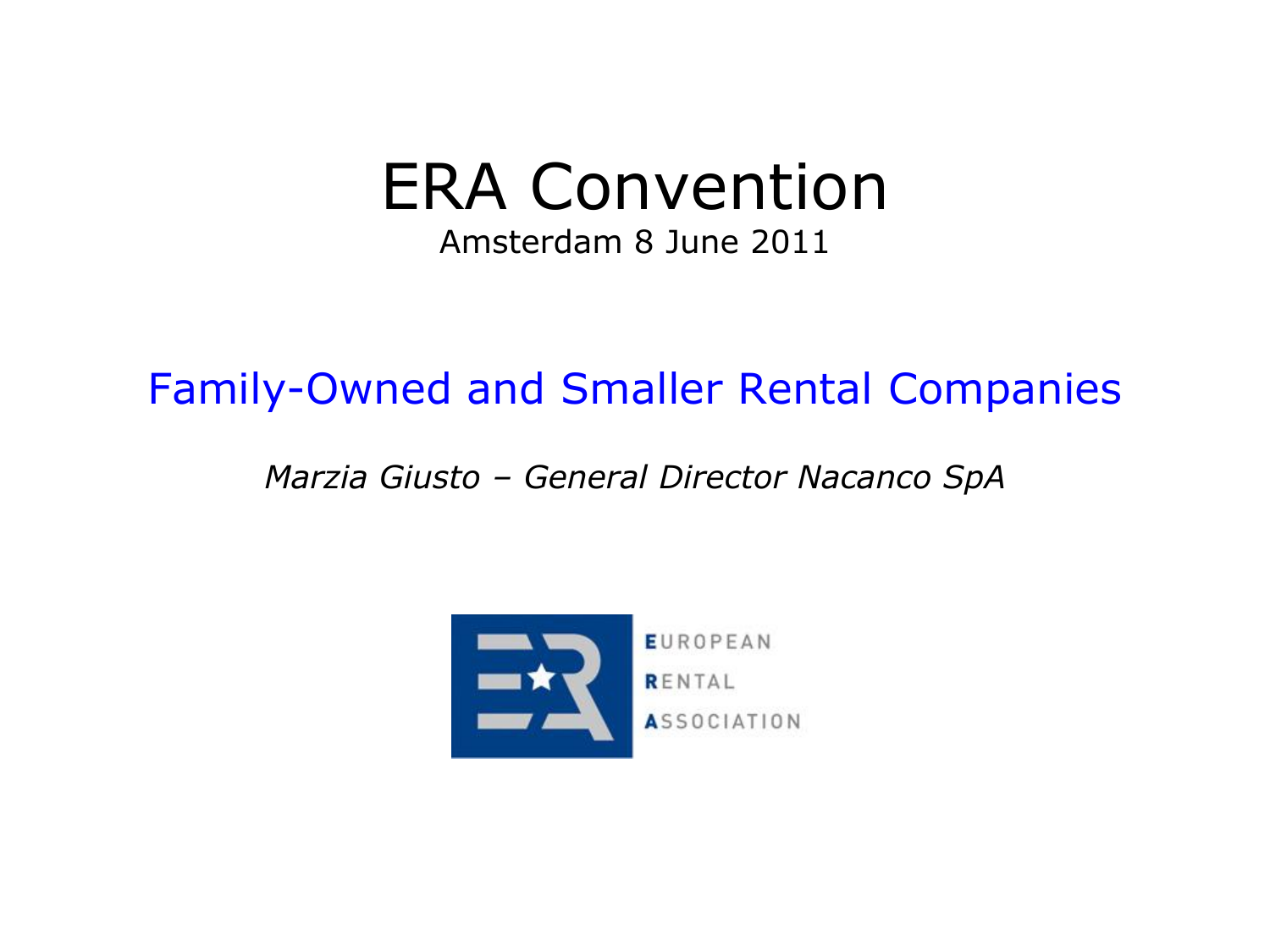# ERA Convention

Amsterdam 8 June 2011

## Family-Owned and Smaller Rental Companies

*Marzia Giusto – General Director Nacanco SpA*

EUROPEAN
RENTAL
ASSOCIATION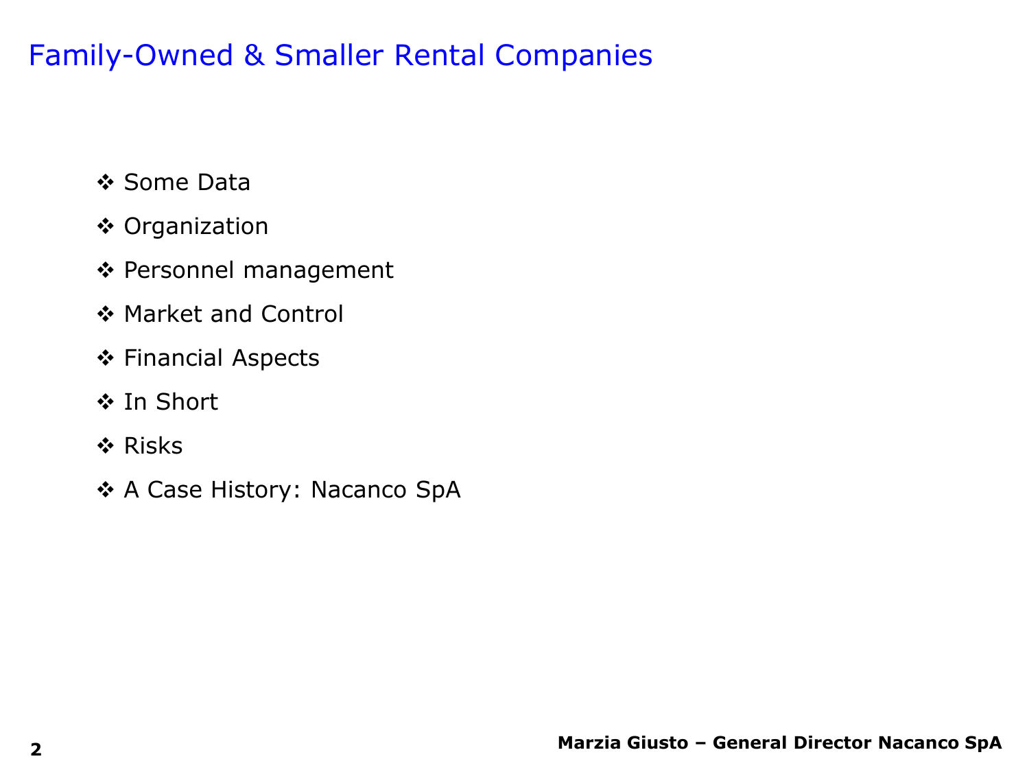# Family-Owned & Smaller Rental Companies

- Some Data
- Organization
- Personnel management
- Market and Control
- Financial Aspects
- In Short
- Risks
- A Case History: Nacanco SpA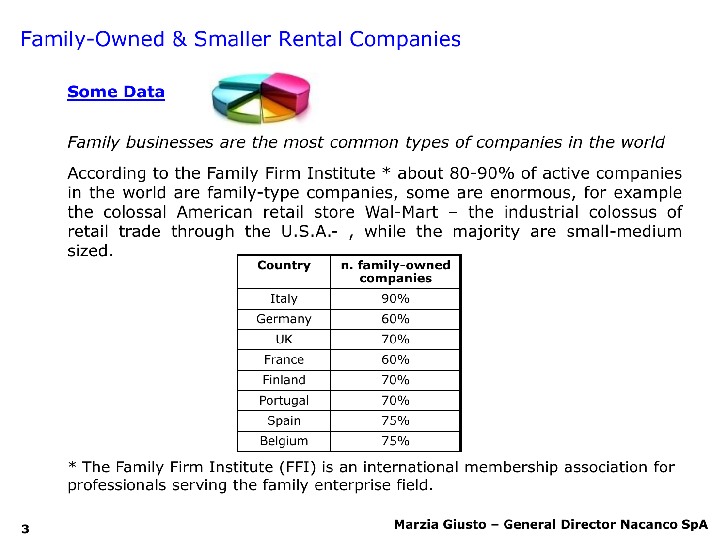# Family-Owned & Smaller Rental Companies

## **Some Data**

*Family businesses are the most common types of companies in the world*

According to the Family Firm Institute * about 80-90% of active companies in the world are family-type companies, some are enormous, for example the colossal American retail store Wal-Mart – the industrial colossus of retail trade through the U.S.A.- , while the majority are small-medium sized.

| Country | n. family-owned companies |
|---|---|
| Italy | 90% |
| Germany | 60% |
| UK | 70% |
| France | 60% |
| Finland | 70% |
| Portugal | 70% |
| Spain | 75% |
| Belgium | 75% |

* The Family Firm Institute (FFI) is an international membership association for professionals serving the family enterprise field.

**Marzia Giusto – General Director Nacanco SpA**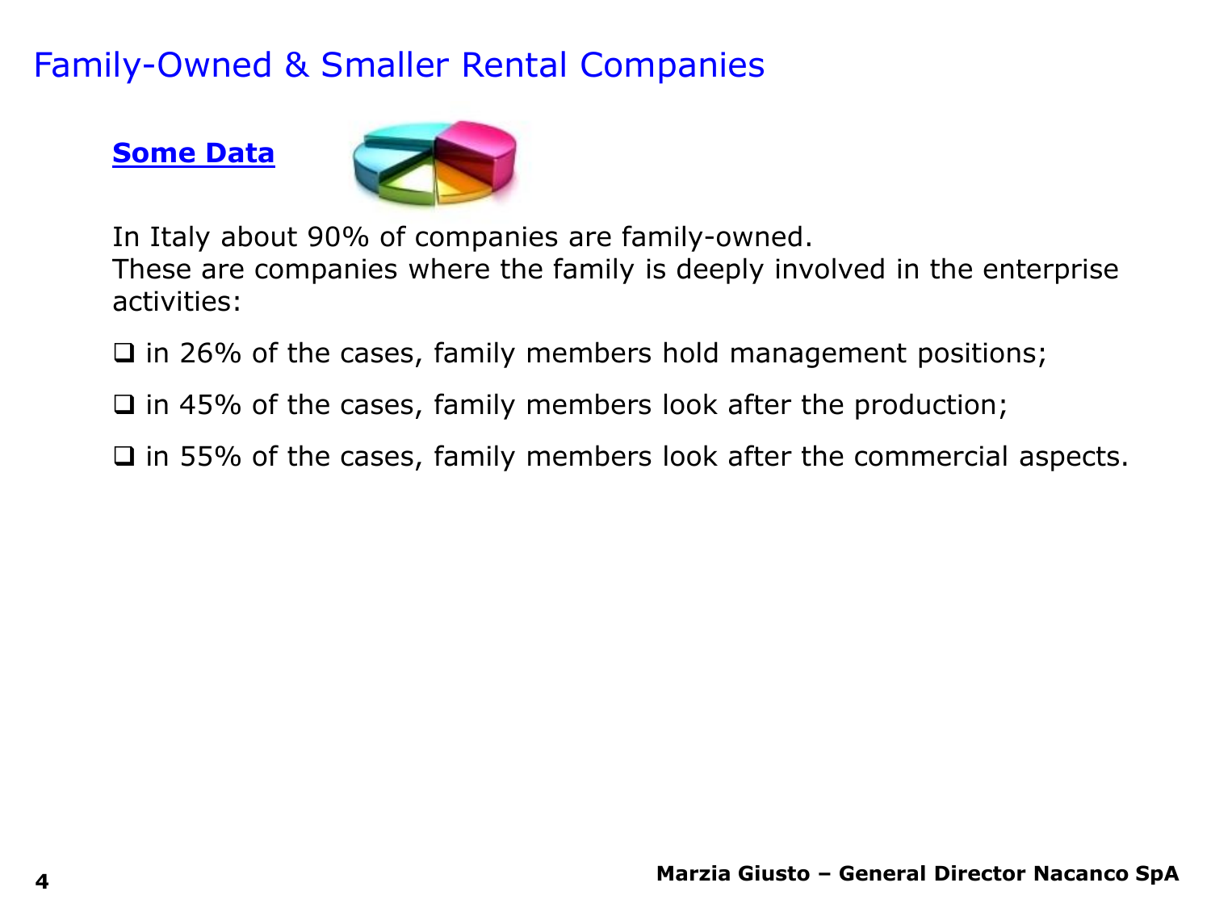# Family-Owned & Smaller Rental Companies

**Some Data**

In Italy about 90% of companies are family-owned.
These are companies where the family is deeply involved in the enterprise activities:

- in 26% of the cases, family members hold management positions;
- in 45% of the cases, family members look after the production;
- in 55% of the cases, family members look after the commercial aspects.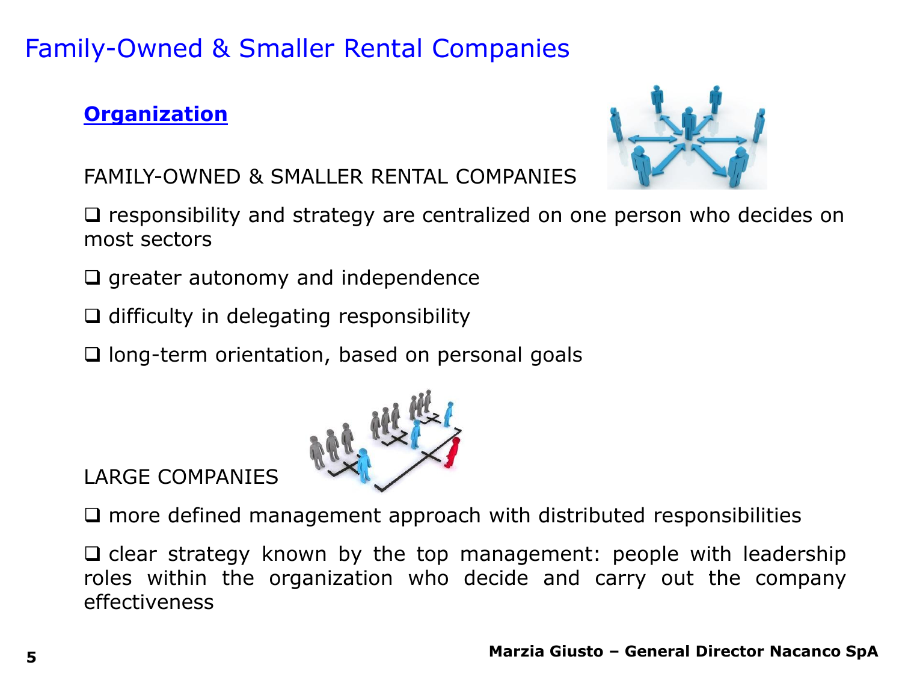# Family-Owned & Smaller Rental Companies

## Organization

FAMILY-OWNED & SMALLER RENTAL COMPANIES

- responsibility and strategy are centralized on one person who decides on most sectors
- greater autonomy and independence
- difficulty in delegating responsibility
- long-term orientation, based on personal goals

LARGE COMPANIES

- more defined management approach with distributed responsibilities
- clear strategy known by the top management: people with leadership roles within the organization who decide and carry out the company effectiveness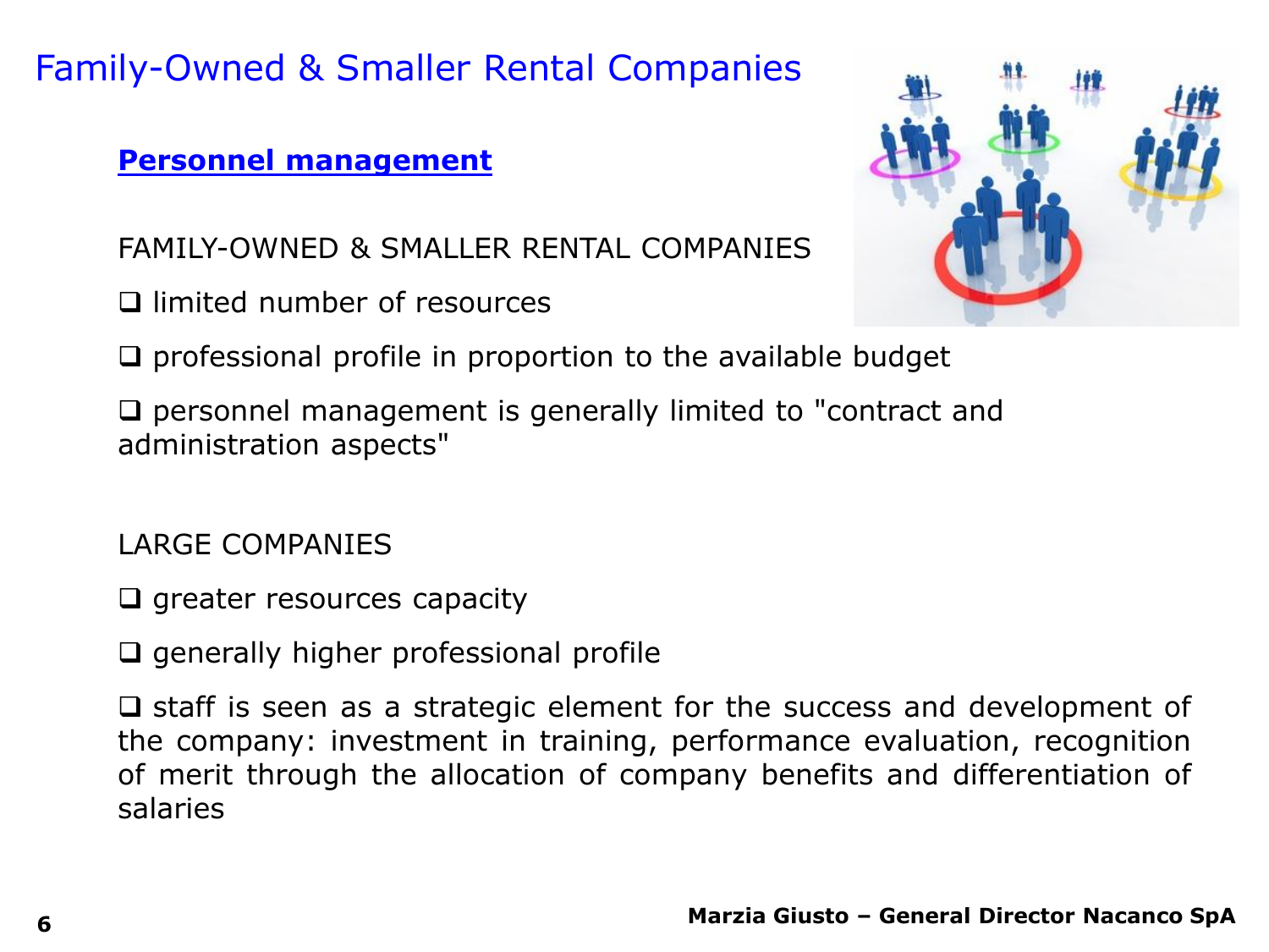# Family-Owned & Smaller Rental Companies

## Personnel management

FAMILY-OWNED & SMALLER RENTAL COMPANIES

- ❑ limited number of resources
- ❑ professional profile in proportion to the available budget
- ❑ personnel management is generally limited to "contract and administration aspects"

LARGE COMPANIES

- ❑ greater resources capacity
- ❑ generally higher professional profile
- ❑ staff is seen as a strategic element for the success and development of the company: investment in training, performance evaluation, recognition of merit through the allocation of company benefits and differentiation of salaries

**Marzia Giusto – General Director Nacanco SpA**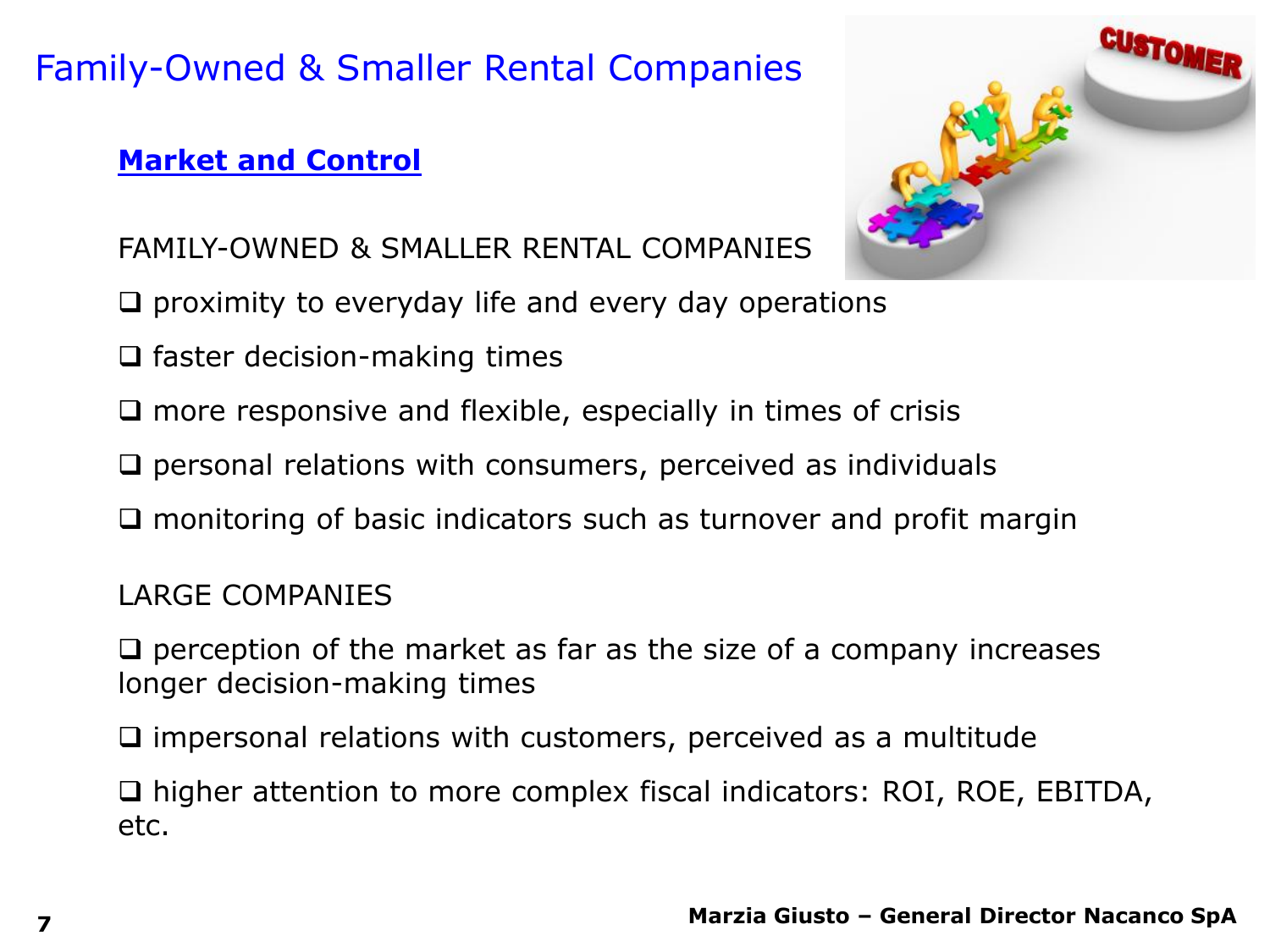# Family-Owned & Smaller Rental Companies

## Market and Control

FAMILY-OWNED & SMALLER RENTAL COMPANIES

- proximity to everyday life and every day operations
- faster decision-making times
- more responsive and flexible, especially in times of crisis
- personal relations with consumers, perceived as individuals
- monitoring of basic indicators such as turnover and profit margin

LARGE COMPANIES

- perception of the market as far as the size of a company increases longer decision-making times
- impersonal relations with customers, perceived as a multitude
- higher attention to more complex fiscal indicators: ROI, ROE, EBITDA, etc.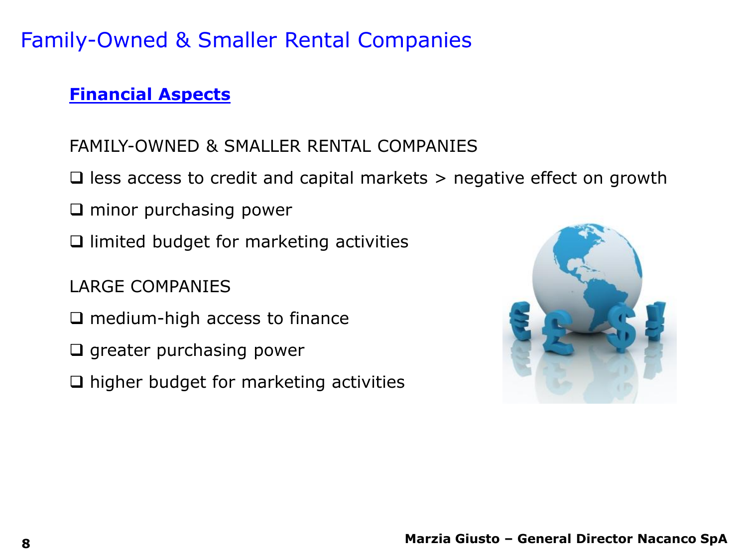# Family-Owned & Smaller Rental Companies

## Financial Aspects

FAMILY-OWNED & SMALLER RENTAL COMPANIES

- less access to credit and capital markets > negative effect on growth
- minor purchasing power
- limited budget for marketing activities

LARGE COMPANIES

- medium-high access to finance
- greater purchasing power
- higher budget for marketing activities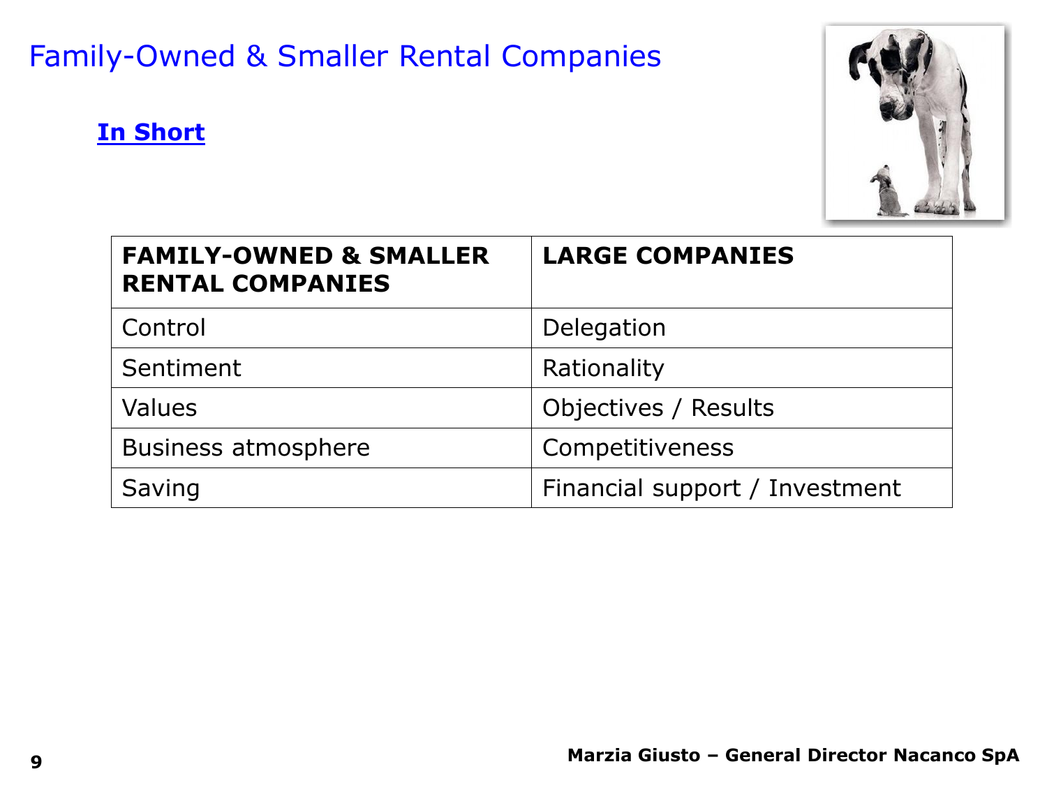# Family-Owned & Smaller Rental Companies

## In Short

| FAMILY-OWNED & SMALLER RENTAL COMPANIES | LARGE COMPANIES |
|---|---|
| Control | Delegation |
| Sentiment | Rationality |
| Values | Objectives / Results |
| Business atmosphere | Competitiveness |
| Saving | Financial support / Investment |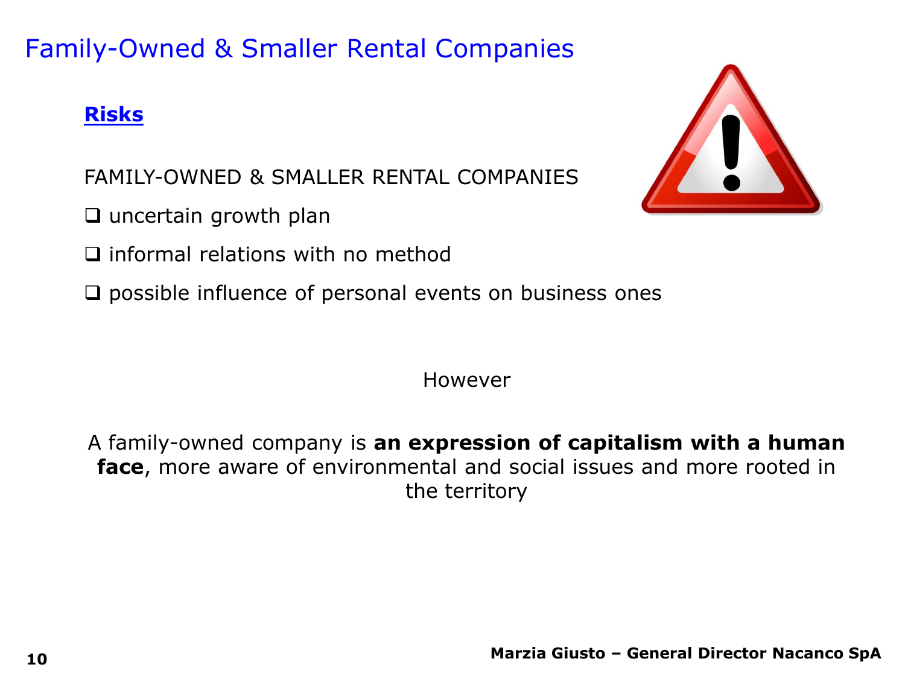# Family-Owned & Smaller Rental Companies

## Risks

FAMILY-OWNED & SMALLER RENTAL COMPANIES

- uncertain growth plan
- informal relations with no method
- possible influence of personal events on business ones

However

A family-owned company is **an expression of capitalism with a human face**, more aware of environmental and social issues and more rooted in the territory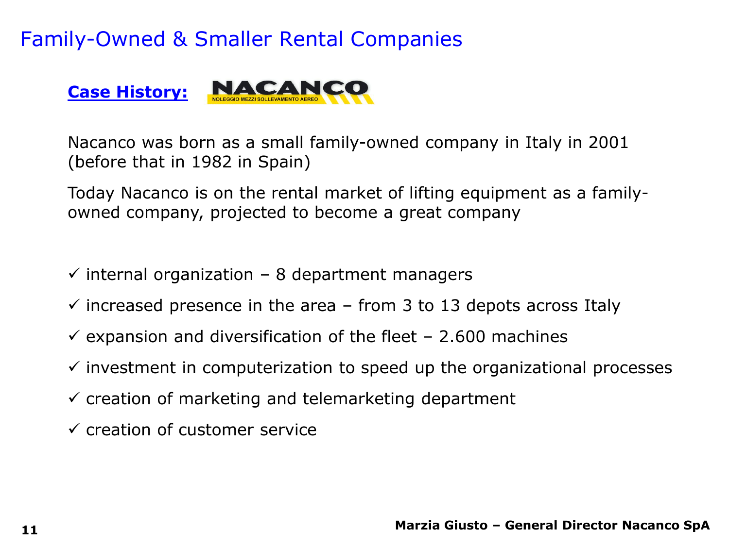# Family-Owned & Smaller Rental Companies

**Case History:** NACANCO – NOLEGGIO MEZZI SOLLEVAMENTO AEREO

Nacanco was born as a small family-owned company in Italy in 2001 (before that in 1982 in Spain)

Today Nacanco is on the rental market of lifting equipment as a family-owned company, projected to become a great company

- ✓ internal organization – 8 department managers
- ✓ increased presence in the area – from 3 to 13 depots across Italy
- ✓ expansion and diversification of the fleet – 2.600 machines
- ✓ investment in computerization to speed up the organizational processes
- ✓ creation of marketing and telemarketing department
- ✓ creation of customer service

**Marzia Giusto – General Director Nacanco SpA**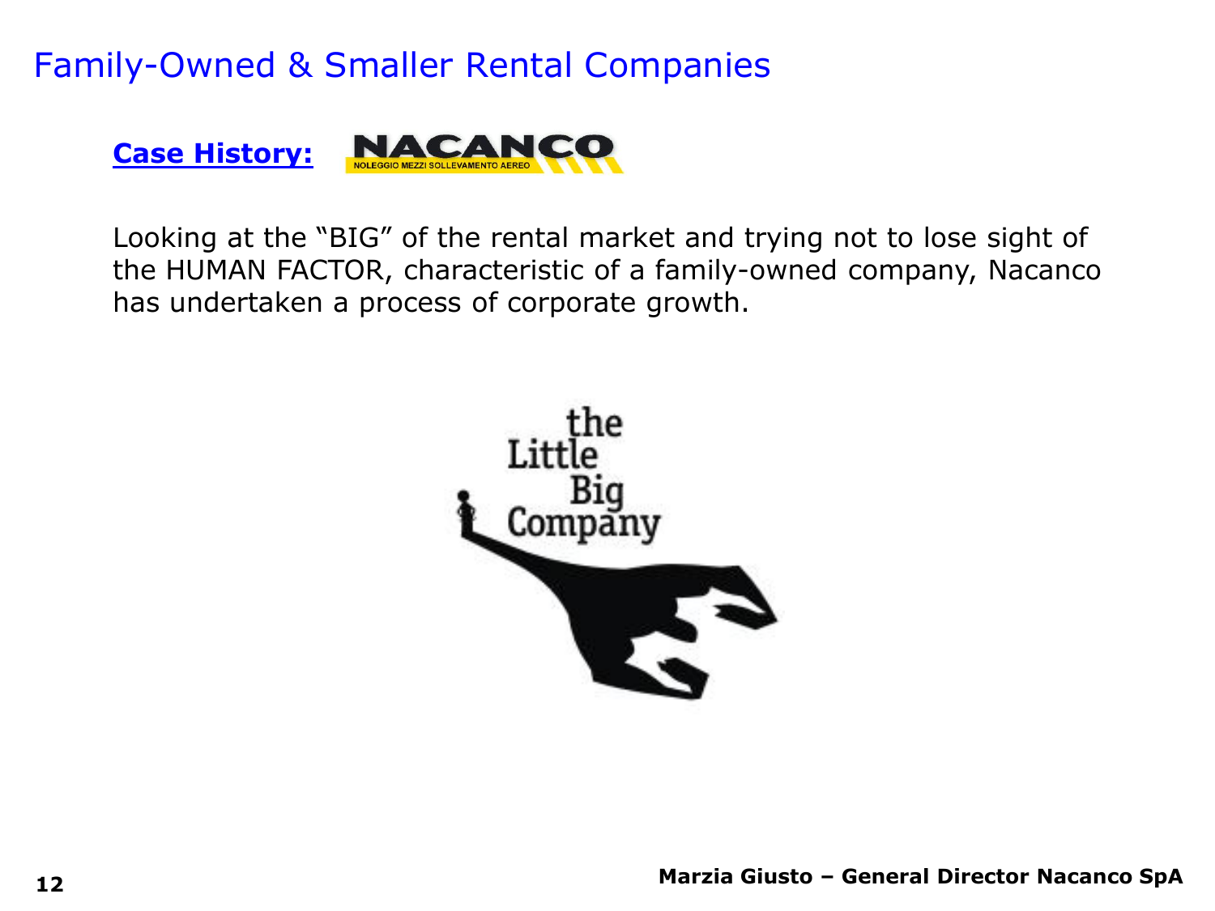# Family-Owned & Smaller Rental Companies

**Case History:** NACANCO NOLEGGIO MEZZI SOLLEVAMENTO AEREO

Looking at the "BIG" of the rental market and trying not to lose sight of the HUMAN FACTOR, characteristic of a family-owned company, Nacanco has undertaken a process of corporate growth.

the Little Big Company

**Marzia Giusto – General Director Nacanco SpA**